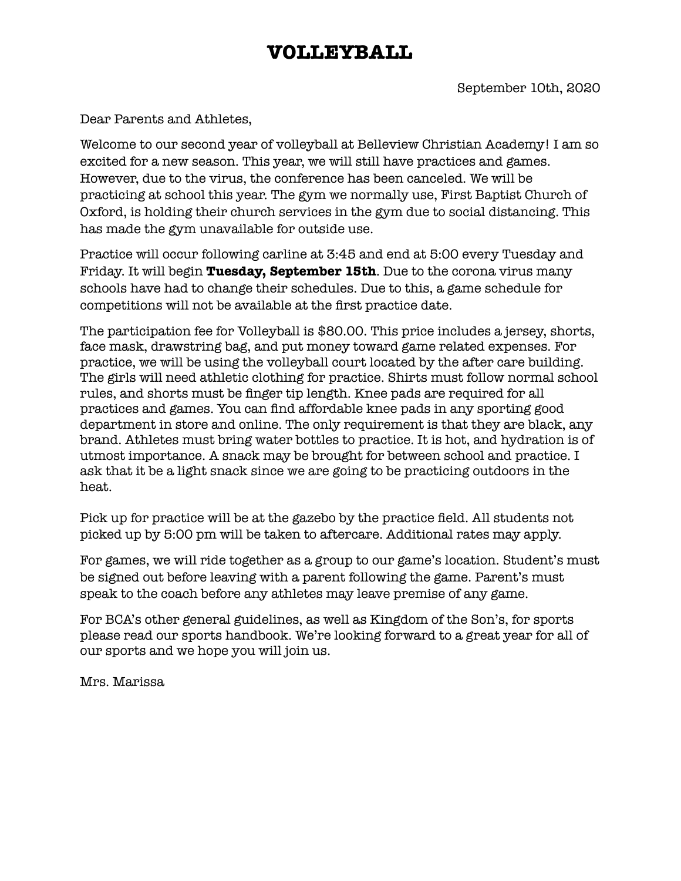# VOLLEYBALL

September 10th, 2020

Dear Parents and Athletes,

Welcome to our second year of volleyball at Belleview Christian Academy! I am so excited for a new season. This year, we will still have practices and games. However, due to the virus, the conference has been canceled. We will be practicing at school this year. The gym we normally use, First Baptist Church of Oxford, is holding their church services in the gym due to social distancing. This has made the gym unavailable for outside use.

Practice will occur following carline at 3:45 and end at 5:00 every Tuesday and Friday. It will begin **Tuesday, September 15th**. Due to the corona virus many schools have had to change their schedules. Due to this, a game schedule for competitions will not be available at the first practice date.

The participation fee for Volleyball is $80.00. This price includes a jersey, shorts, face mask, drawstring bag, and put money toward game related expenses. For practice, we will be using the volleyball court located by the after care building. The girls will need athletic clothing for practice. Shirts must follow normal school rules, and shorts must be finger tip length. Knee pads are required for all practices and games. You can find affordable knee pads in any sporting good department in store and online. The only requirement is that they are black, any brand. Athletes must bring water bottles to practice. It is hot, and hydration is of utmost importance. A snack may be brought for between school and practice. I ask that it be a light snack since we are going to be practicing outdoors in the heat.

Pick up for practice will be at the gazebo by the practice field. All students not picked up by 5:00 pm will be taken to aftercare. Additional rates may apply.

For games, we will ride together as a group to our game's location. Student's must be signed out before leaving with a parent following the game. Parent's must speak to the coach before any athletes may leave premise of any game.

For BCA's other general guidelines, as well as Kingdom of the Son's, for sports please read our sports handbook. We're looking forward to a great year for all of our sports and we hope you will join us.

Mrs. Marissa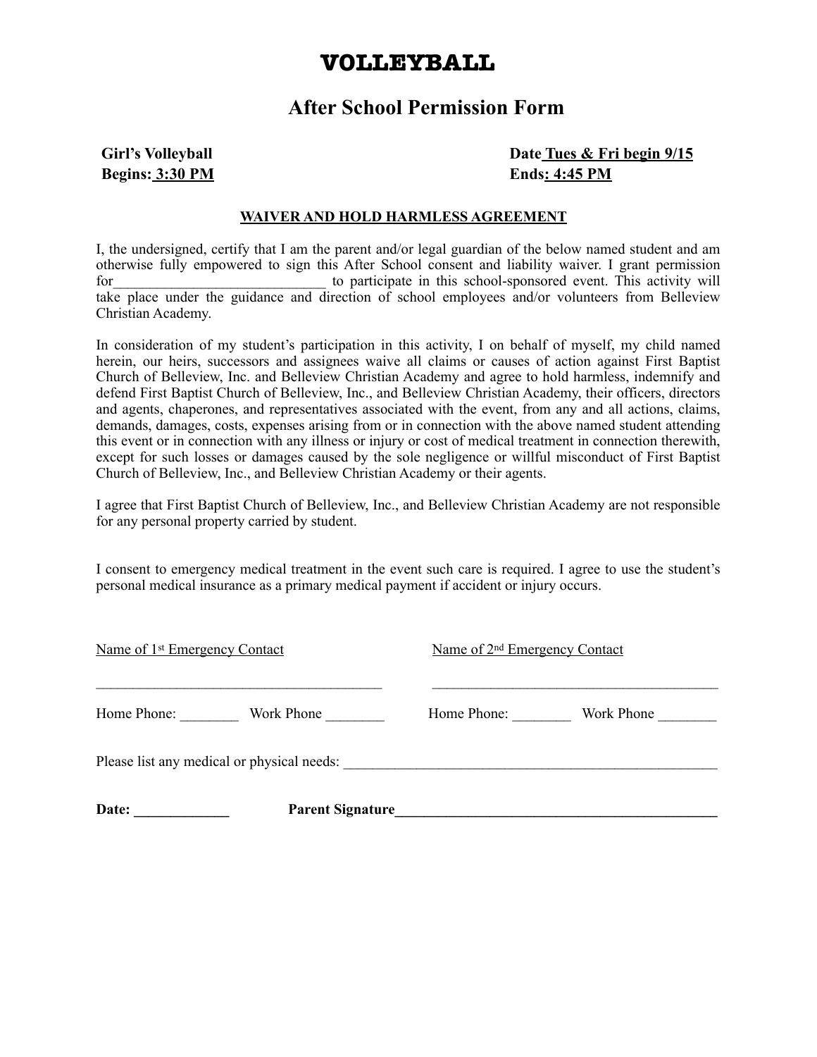# VOLLEYBALL

## After School Permission Form

**Girl's Volleyball** **Date Tues & Fri begin 9/15**

**Begins: 3:30 PM** **Ends: 4:45 PM**

### WAIVER AND HOLD HARMLESS AGREEMENT

I, the undersigned, certify that I am the parent and/or legal guardian of the below named student and am otherwise fully empowered to sign this After School consent and liability waiver. I grant permission for_____________________________ to participate in this school-sponsored event. This activity will take place under the guidance and direction of school employees and/or volunteers from Belleview Christian Academy.

In consideration of my student's participation in this activity, I on behalf of myself, my child named herein, our heirs, successors and assignees waive all claims or causes of action against First Baptist Church of Belleview, Inc. and Belleview Christian Academy and agree to hold harmless, indemnify and defend First Baptist Church of Belleview, Inc., and Belleview Christian Academy, their officers, directors and agents, chaperones, and representatives associated with the event, from any and all actions, claims, demands, damages, costs, expenses arising from or in connection with the above named student attending this event or in connection with any illness or injury or cost of medical treatment in connection therewith, except for such losses or damages caused by the sole negligence or willful misconduct of First Baptist Church of Belleview, Inc., and Belleview Christian Academy or their agents.

I agree that First Baptist Church of Belleview, Inc., and Belleview Christian Academy are not responsible for any personal property carried by student.

I consent to emergency medical treatment in the event such care is required. I agree to use the student's personal medical insurance as a primary medical payment if accident or injury occurs.

Name of 1st Emergency Contact

_______________________________________

Home Phone: ________ Work Phone ________

Name of 2nd Emergency Contact

_______________________________________

Home Phone: ________ Work Phone ________

Please list any medical or physical needs: _____________________________________________________

**Date: _____________** **Parent Signature_____________________________________________**